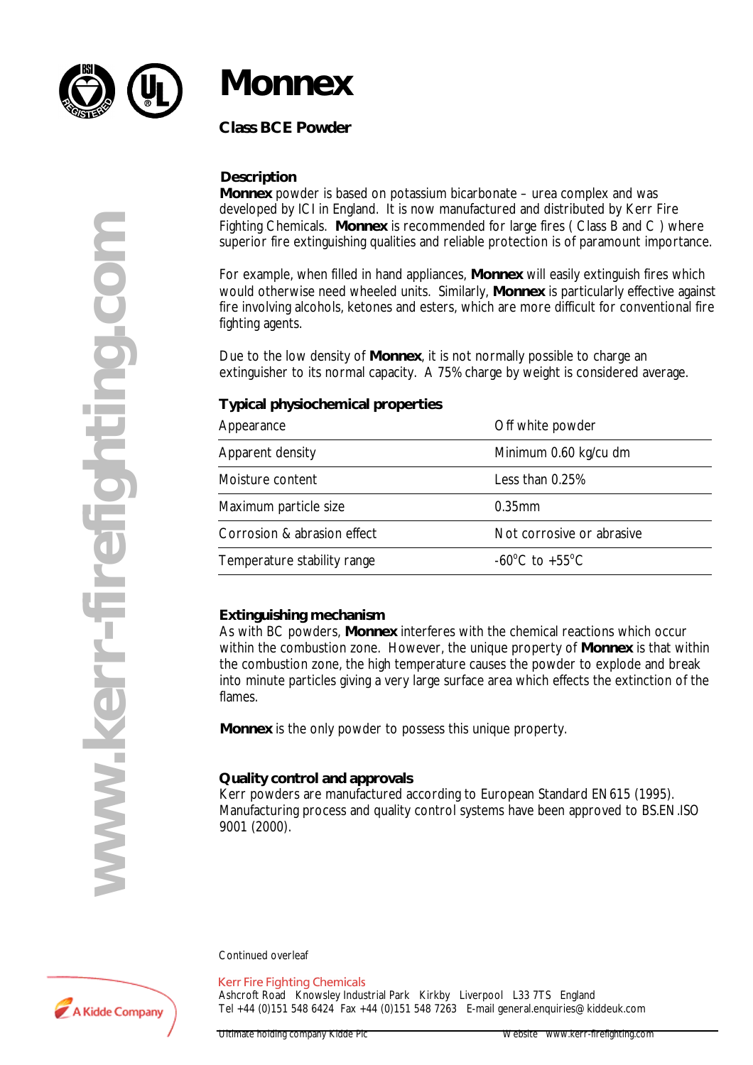# Monnex

## Class BCE Powder

### Description

**Monnex** powder is based on potassium bicarbonate – urea complex and was developed by ICI in England. It is now manufactured and distributed by Kerr Fire Fighting Chemicals. **Monnex** is recommended for large fires ( Class B and C ) where superior fire extinguishing qualities and reliable protection is of paramount importance.

For example, when filled in hand appliances, **Monnex** will easily extinguish fires which would otherwise need wheeled units. Similarly, **Monnex** is particularly effective against fire involving alcohols, ketones and esters, which are more difficult for conventional fire fighting agents.

Due to the low density of **Monnex**, it is not normally possible to charge an extinguisher to its normal capacity. A 75% charge by weight is considered average.

### Typical physiochemical properties

| | |
|---|---|
| Appearance | Off white powder |
| Apparent density | Minimum 0.60 kg/cu dm |
| Moisture content | Less than 0.25% |
| Maximum particle size | 0.35mm |
| Corrosion & abrasion effect | Not corrosive or abrasive |
| Temperature stability range | -60°C to +55°C |

### Extinguishing mechanism

As with BC powders, **Monnex** interferes with the chemical reactions which occur within the combustion zone. However, the unique property of **Monnex** is that within the combustion zone, the high temperature causes the powder to explode and break into minute particles giving a very large surface area which effects the extinction of the flames.

**Monnex** is the only powder to possess this unique property.

### Quality control and approvals

Kerr powders are manufactured according to European Standard EN615 (1995). Manufacturing process and quality control systems have been approved to BS.EN.ISO 9001 (2000).

Continued overleaf

Kerr Fire Fighting Chemicals
Ashcroft Road Knowsley Industrial Park Kirkby Liverpool L33 7TS England
Tel +44 (0)151 548 6424 Fax +44 (0)151 548 7263 E-mail general.enquiries@kiddeuk.com

Ultimate holding company Kidde Plc    Website www.kerr-firefighting.com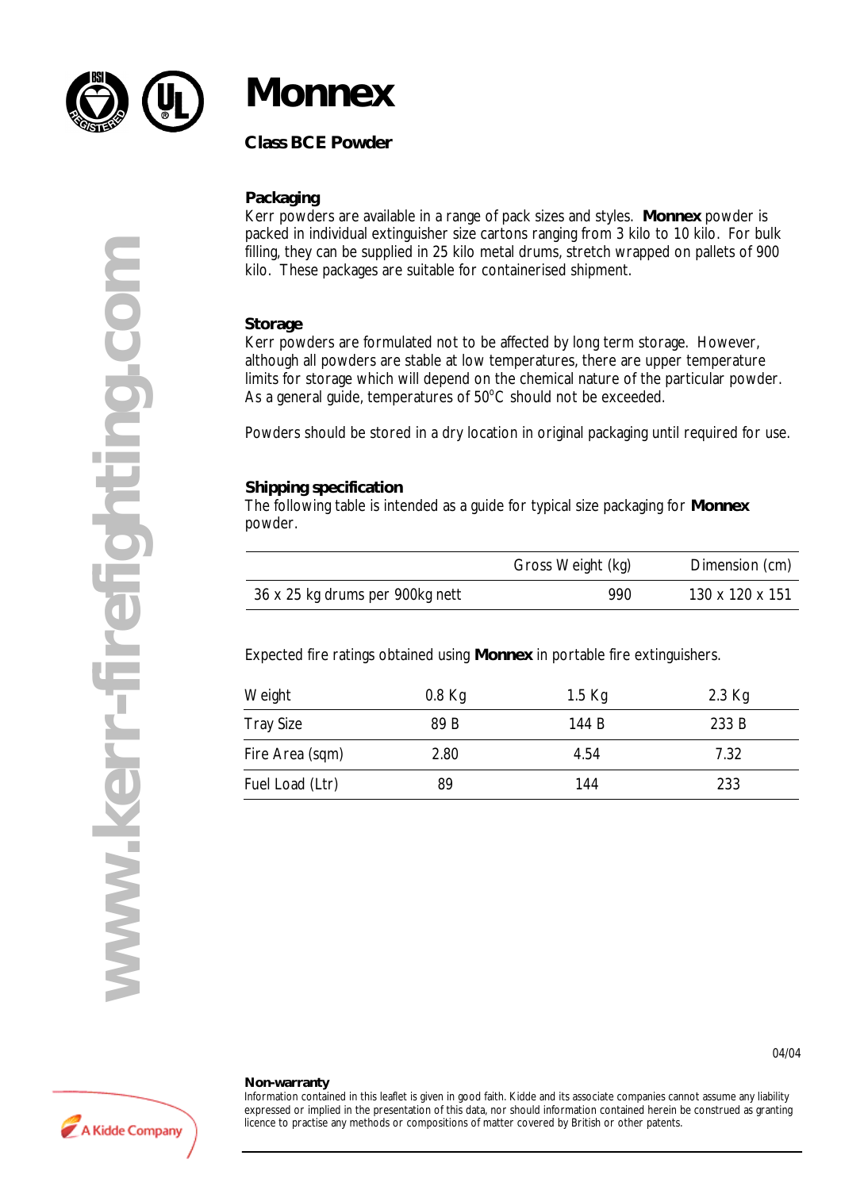# Monnex

## Class BCE Powder

### Packaging

Kerr powders are available in a range of pack sizes and styles. **Monnex** powder is packed in individual extinguisher size cartons ranging from 3 kilo to 10 kilo. For bulk filling, they can be supplied in 25 kilo metal drums, stretch wrapped on pallets of 900 kilo. These packages are suitable for containerised shipment.

### Storage

Kerr powders are formulated not to be affected by long term storage. However, although all powders are stable at low temperatures, there are upper temperature limits for storage which will depend on the chemical nature of the particular powder. As a general guide, temperatures of 50°C should not be exceeded.

Powders should be stored in a dry location in original packaging until required for use.

### Shipping specification

The following table is intended as a guide for typical size packaging for **Monnex** powder.

| | Gross Weight (kg) | Dimension (cm) |
|---|---|---|
| 36 x 25 kg drums per 900kg nett | 990 | 130 x 120 x 151 |

Expected fire ratings obtained using **Monnex** in portable fire extinguishers.

| Weight | 0.8 Kg | 1.5 Kg | 2.3 Kg |
|---|---|---|---|
| Tray Size | 89 B | 144 B | 233 B |
| Fire Area (sqm) | 2.80 | 4.54 | 7.32 |
| Fuel Load (Ltr) | 89 | 144 | 233 |

04/04

**Non-warranty**

Information contained in this leaflet is given in good faith. Kidde and its associate companies cannot assume any liability expressed or implied in the presentation of this data, nor should information contained herein be construed as granting licence to practise any methods or compositions of matter covered by British or other patents.

A Kidde Company

www.kerr-firefighting.com